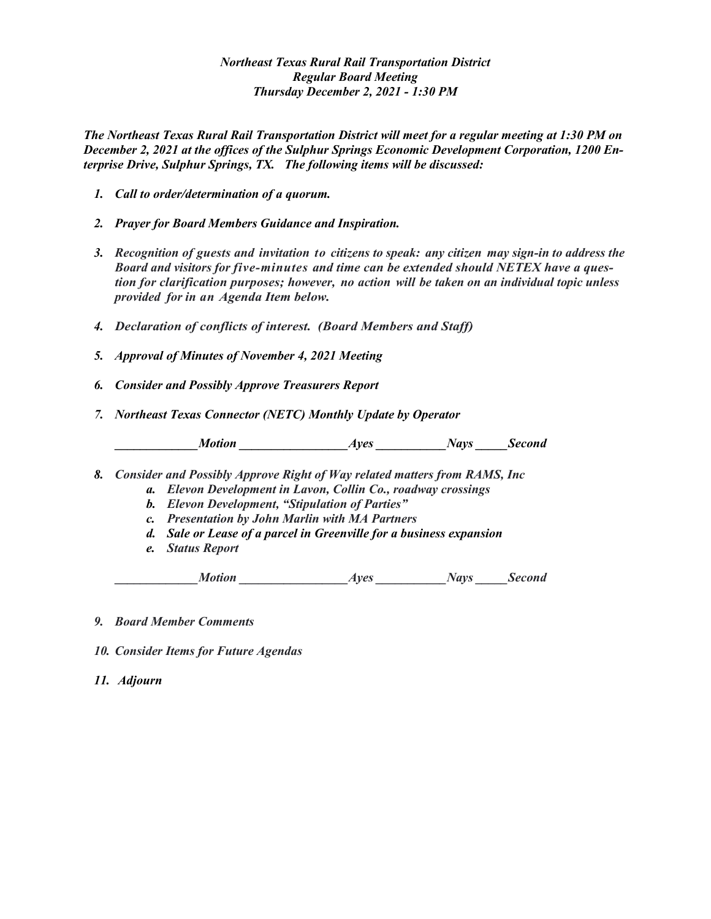***Northeast Texas Rural Rail Transportation District***
***Regular Board Meeting***
***Thursday December 2, 2021 - 1:30 PM***

***The Northeast Texas Rural Rail Transportation District will meet for a regular meeting at 1:30 PM on December 2, 2021 at the offices of the Sulphur Springs Economic Development Corporation, 1200 Enterprise Drive, Sulphur Springs, TX. The following items will be discussed:***

1. ***Call to order/determination of a quorum.***
2. ***Prayer for Board Members Guidance and Inspiration.***
3. ***Recognition of guests and invitation to citizens to speak: any citizen may sign-in to address the Board and visitors for five-minutes and time can be extended should NETEX have a question for clarification purposes; however, no action will be taken on an individual topic unless provided for in an Agenda Item below.***
4. ***Declaration of conflicts of interest. (Board Members and Staff)***
5. ***Approval of Minutes of November 4, 2021 Meeting***
6. ***Consider and Possibly Approve Treasurers Report***
7. ***Northeast Texas Connector (NETC) Monthly Update by Operator***

   ***_____________Motion _________________Ayes ___________Nays _____Second***

8. ***Consider and Possibly Approve Right of Way related matters from RAMS, Inc***
   a. ***Elevon Development in Lavon, Collin Co., roadway crossings***
   b. ***Elevon Development, "Stipulation of Parties"***
   c. ***Presentation by John Marlin with MA Partners***
   d. ***Sale or Lease of a parcel in Greenville for a business expansion***
   e. ***Status Report***

   ***_____________Motion _________________Ayes ___________Nays _____Second***

9. ***Board Member Comments***
10. ***Consider Items for Future Agendas***
11. ***Adjourn***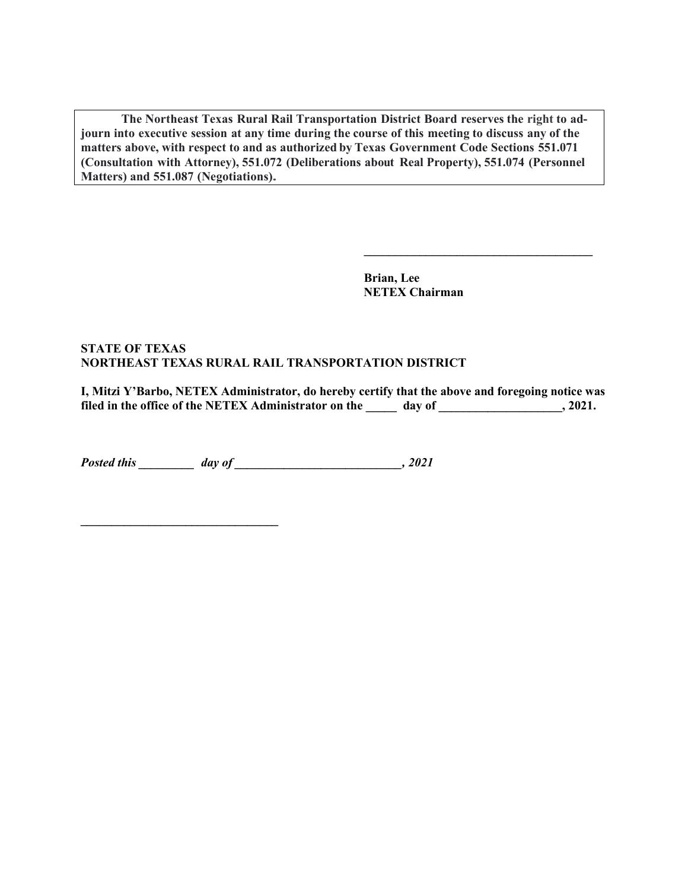**The Northeast Texas Rural Rail Transportation District Board reserves the right to adjourn into executive session at any time during the course of this meeting to discuss any of the matters above, with respect to and as authorized by Texas Government Code Sections 551.071 (Consultation with Attorney), 551.072 (Deliberations about Real Property), 551.074 (Personnel Matters) and 551.087 (Negotiations).**

\_\_\_\_\_\_\_\_\_\_\_\_\_\_\_\_\_\_\_\_\_\_\_\_\_\_\_\_\_\_\_\_\_\_\_\_\_\_

**Brian, Lee**
**NETEX Chairman**

**STATE OF TEXAS**
**NORTHEAST TEXAS RURAL RAIL TRANSPORTATION DISTRICT**

**I, Mitzi Y'Barbo, NETEX Administrator, do hereby certify that the above and foregoing notice was filed in the office of the NETEX Administrator on the \_\_\_\_\_ day of \_\_\_\_\_\_\_\_\_\_\_\_\_\_\_\_\_\_\_\_, 2021.**

***Posted this \_\_\_\_\_\_\_\_\_ day of \_\_\_\_\_\_\_\_\_\_\_\_\_\_\_\_\_\_\_\_\_\_\_\_\_\_\_\_, 2021***

\_\_\_\_\_\_\_\_\_\_\_\_\_\_\_\_\_\_\_\_\_\_\_\_\_\_\_\_\_\_\_\_\_